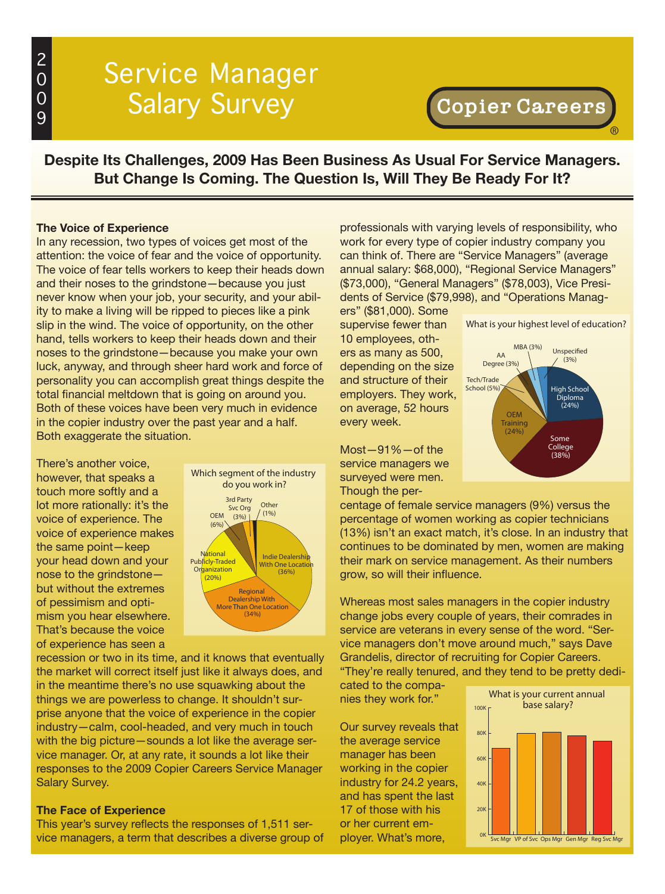# 2009 Service Manager Salary Survey

Copier Careers®

## Despite Its Challenges, 2009 Has Been Business As Usual For Service Managers. But Change Is Coming. The Question Is, Will They Be Ready For It?

### The Voice of Experience

In any recession, two types of voices get most of the attention: the voice of fear and the voice of opportunity. The voice of fear tells workers to keep their heads down and their noses to the grindstone—because you just never know when your job, your security, and your ability to make a living will be ripped to pieces like a pink slip in the wind. The voice of opportunity, on the other hand, tells workers to keep their heads down and their noses to the grindstone—because you make your own luck, anyway, and through sheer hard work and force of personality you can accomplish great things despite the total financial meltdown that is going on around you. Both of these voices have been very much in evidence in the copier industry over the past year and a half. Both exaggerate the situation.

There's another voice, however, that speaks a touch more softly and a lot more rationally: it's the voice of experience. The voice of experience makes the same point—keep your head down and your nose to the grindstone—but without the extremes of pessimism and optimism you hear elsewhere. That's because the voice of experience has seen a recession or two in its time, and it knows that eventually the market will correct itself just like it always does, and in the meantime there's no use squawking about the things we are powerless to change. It shouldn't surprise anyone that the voice of experience in the copier industry—calm, cool-headed, and very much in touch with the big picture—sounds a lot like the average service manager. Or, at any rate, it sounds a lot like their responses to the 2009 Copier Careers Service Manager Salary Survey.

Which segment of the industry do you work in?

- Indie Dealership With One Location (36%)
- Regional Dealership With More Than One Location (34%)
- National Publicly-Traded Organization (20%)
- OEM (6%)
- 3rd Party Svc Org (3%)
- Other (1%)

### The Face of Experience

This year's survey reflects the responses of 1,511 service managers, a term that describes a diverse group of professionals with varying levels of responsibility, who work for every type of copier industry company you can think of. There are "Service Managers" (average annual salary: $68,000), "Regional Service Managers" ($73,000), "General Managers" ($78,003), Vice Presidents of Service ($79,998), and "Operations Managers" ($81,000). Some supervise fewer than 10 employees, others as many as 500, depending on the size and structure of their employers. They work, on average, 52 hours every week.

What is your highest level of education?

- Some College (38%)
- High School Diploma (24%)
- OEM Training (24%)
- Tech/Trade School (5%)
- AA Degree (3%)
- MBA (3%)
- Unspecified (3%)

Most—91%—of the service managers we surveyed were men. Though the percentage of female service managers (9%) versus the percentage of women working as copier technicians (13%) isn't an exact match, it's close. In an industry that continues to be dominated by men, women are making their mark on service management. As their numbers grow, so will their influence.

Whereas most sales managers in the copier industry change jobs every couple of years, their comrades in service are veterans in every sense of the word. "Service managers don't move around much," says Dave Grandelis, director of recruiting for Copier Careers. "They're really tenured, and they tend to be pretty dedicated to the companies they work for."

What is your current annual base salary?

(Bar chart, 0K–100K: Svc Mgr, VP of Svc, Ops Mgr, Gen Mgr, Reg Svc Mgr)

Our survey reveals that the average service manager has been working in the copier industry for 24.2 years, and has spent the last 17 of those with his or her current employer. What's more,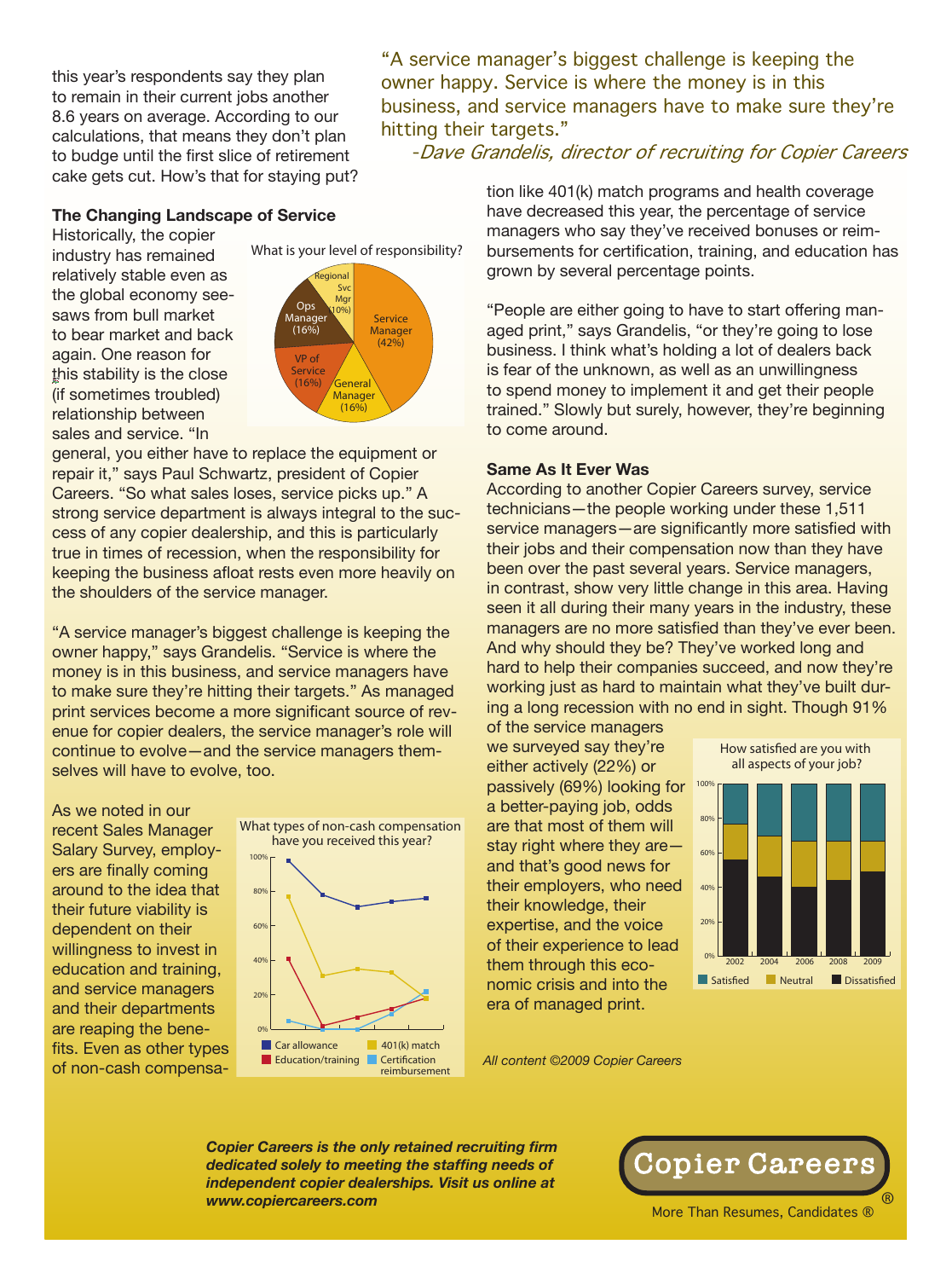this year's respondents say they plan to remain in their current jobs another 8.6 years on average. According to our calculations, that means they don't plan to budge until the first slice of retirement cake gets cut. How's that for staying put?

"A service manager's biggest challenge is keeping the owner happy. Service is where the money is in this business, and service managers have to make sure they're hitting their targets."

*-Dave Grandelis, director of recruiting for Copier Careers*

**The Changing Landscape of Service**

Historically, the copier industry has remained relatively stable even as the global economy seesaws from bull market to bear market and back again. One reason for this stability is the close (if sometimes troubled) relationship between sales and service. "In general, you either have to replace the equipment or repair it," says Paul Schwartz, president of Copier Careers. "So what sales loses, service picks up." A strong service department is always integral to the success of any copier dealership, and this is particularly true in times of recession, when the responsibility for keeping the business afloat rests even more heavily on the shoulders of the service manager.

What is your level of responsibility?

Regional Svc Mgr (10%)
Ops Manager (16%)
Service Manager (42%)
VP of Service (16%)
General Manager (16%)

"A service manager's biggest challenge is keeping the owner happy," says Grandelis. "Service is where the money is in this business, and service managers have to make sure they're hitting their targets." As managed print services become a more significant source of revenue for copier dealers, the service manager's role will continue to evolve—and the service managers themselves will have to evolve, too.

As we noted in our recent Sales Manager Salary Survey, employers are finally coming around to the idea that their future viability is dependent on their willingness to invest in education and training, and service managers and their departments are reaping the benefits. Even as other types of non-cash compensation like 401(k) match programs and health coverage have decreased this year, the percentage of service managers who say they've received bonuses or reimbursements for certification, training, and education has grown by several percentage points.

What types of non-cash compensation have you received this year?

100%
80%
60%
40%
20%
0%

Car allowance
401(k) match
Education/training
Certification reimbursement

"People are either going to have to start offering managed print," says Grandelis, "or they're going to lose business. I think what's holding a lot of dealers back is fear of the unknown, as well as an unwillingness to spend money to implement it and get their people trained." Slowly but surely, however, they're beginning to come around.

**Same As It Ever Was**

According to another Copier Careers survey, service technicians—the people working under these 1,511 service managers—are significantly more satisfied with their jobs and their compensation now than they have been over the past several years. Service managers, in contrast, show very little change in this area. Having seen it all during their many years in the industry, these managers are no more satisfied than they've ever been. And why should they be? They've worked long and hard to help their companies succeed, and now they're working just as hard to maintain what they've built during a long recession with no end in sight. Though 91% of the service managers we surveyed say they're either actively (22%) or passively (69%) looking for a better-paying job, odds are that most of them will stay right where they are—and that's good news for their employers, who need their knowledge, their expertise, and the voice of their experience to lead them through this economic crisis and into the era of managed print.

How satisfied are you with all aspects of your job?

100%
80%
60%
40%
20%
0%

2002 2004 2006 2008 2009

Satisfied
Neutral
Dissatisfied

*All content ©2009 Copier Careers*

***Copier Careers is the only retained recruiting firm dedicated solely to meeting the staffing needs of independent copier dealerships. Visit us online at www.copiercareers.com***

Copier Careers®

More Than Resumes, Candidates ®